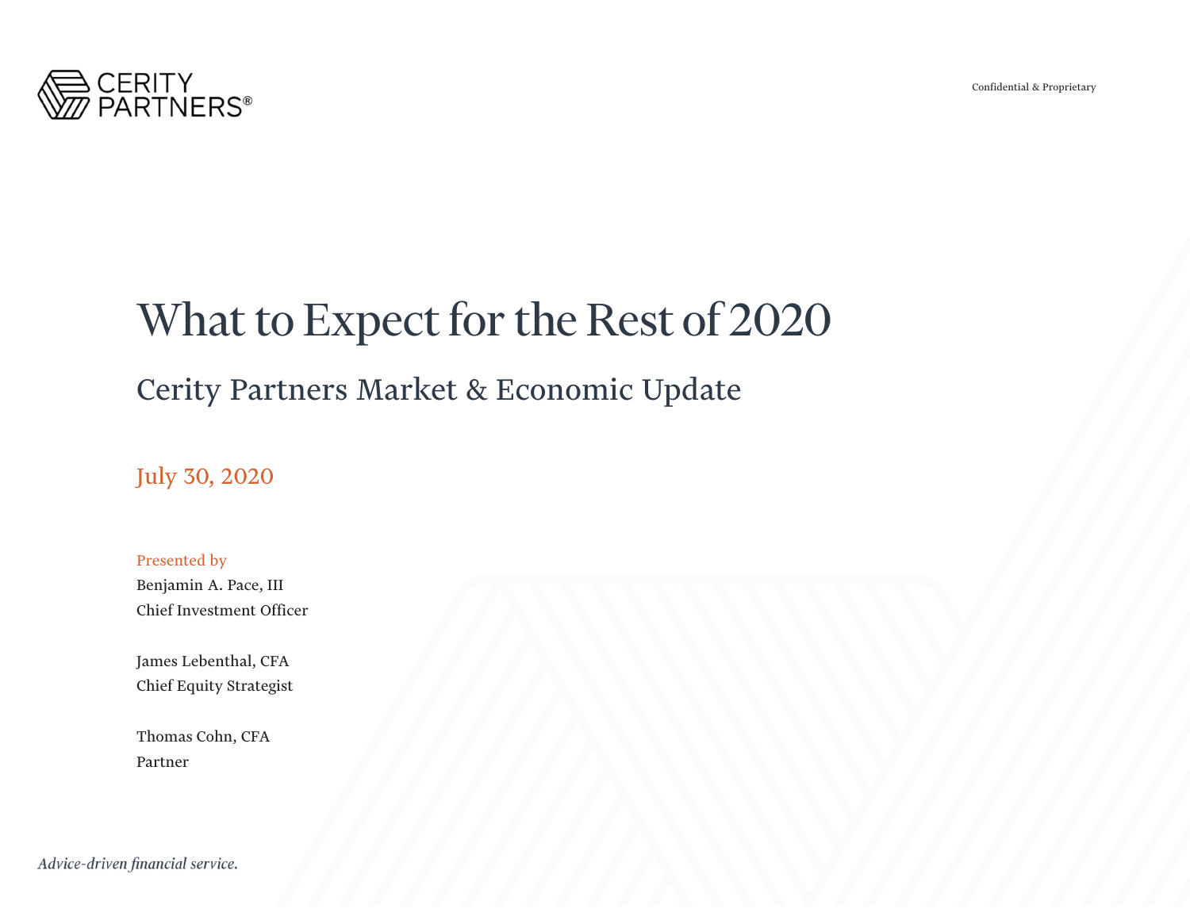CERITY PARTNERS®

Confidential & Proprietary

# What to Expect for the Rest of 2020

## Cerity Partners Market & Economic Update

July 30, 2020

Presented by

Benjamin A. Pace, III
Chief Investment Officer

James Lebenthal, CFA
Chief Equity Strategist

Thomas Cohn, CFA
Partner

*Advice-driven financial service.*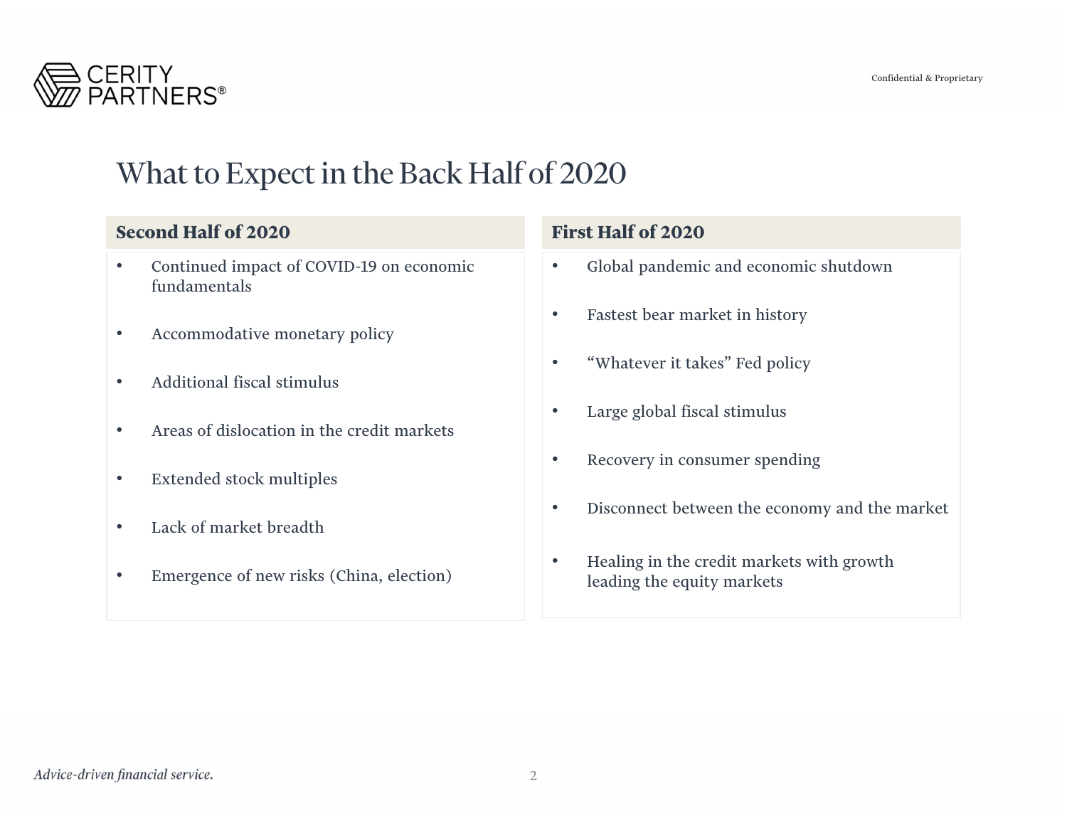# What to Expect in the Back Half of 2020

## Second Half of 2020

- Continued impact of COVID-19 on economic fundamentals
- Accommodative monetary policy
- Additional fiscal stimulus
- Areas of dislocation in the credit markets
- Extended stock multiples
- Lack of market breadth
- Emergence of new risks (China, election)

## First Half of 2020

- Global pandemic and economic shutdown
- Fastest bear market in history
- "Whatever it takes" Fed policy
- Large global fiscal stimulus
- Recovery in consumer spending
- Disconnect between the economy and the market
- Healing in the credit markets with growth leading the equity markets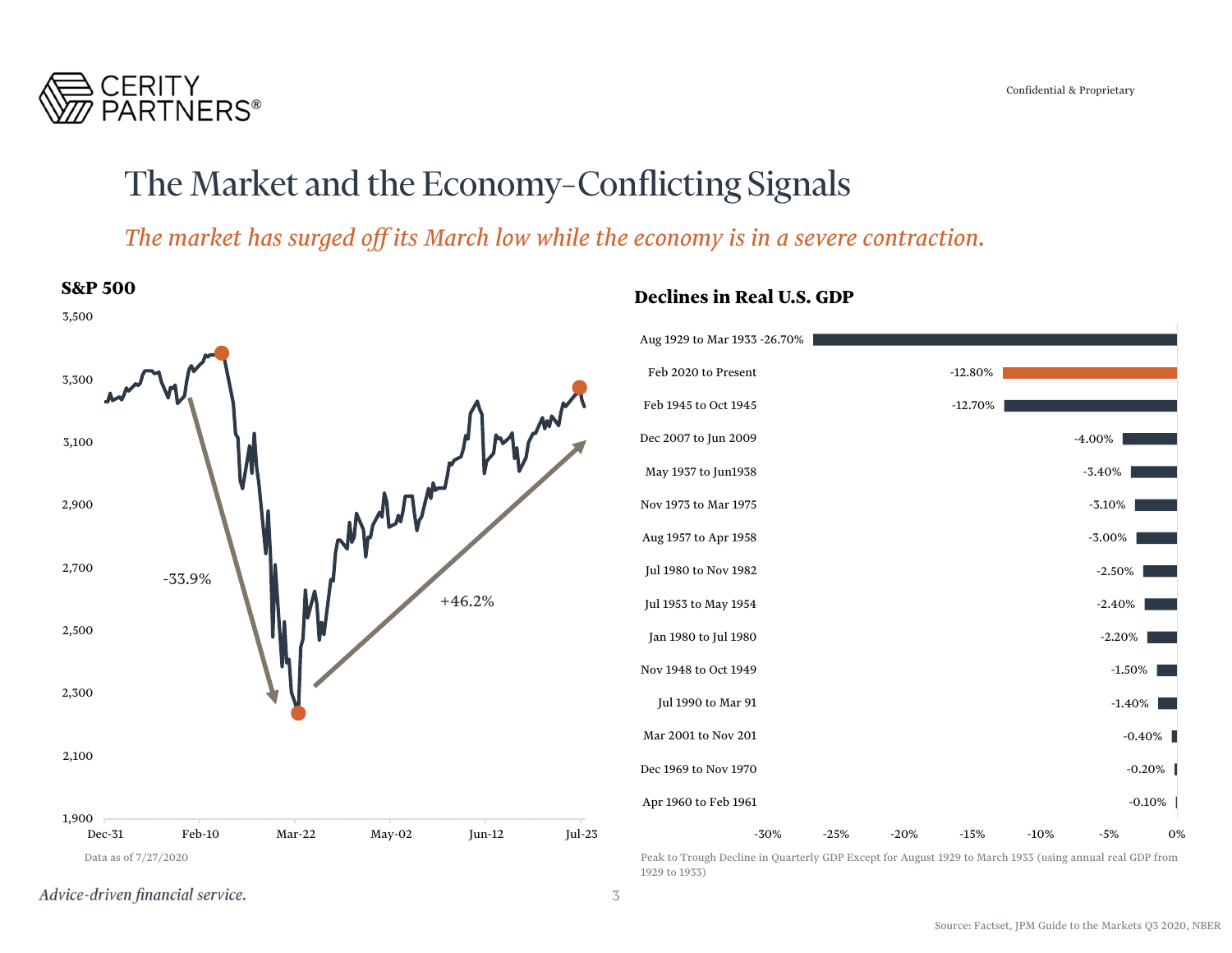# The Market and the Economy–Conflicting Signals

*The market has surged off its March low while the economy is in a severe contraction.*

## S&P 500

- -33.9%
- +46.2%

Data as of 7/27/2020

## Declines in Real U.S. GDP

| Period | Decline |
|---|---|
| Aug 1929 to Mar 1933 | -26.70% |
| Feb 2020 to Present | -12.80% |
| Feb 1945 to Oct 1945 | -12.70% |
| Dec 2007 to Jun 2009 | -4.00% |
| May 1937 to Jun1938 | -3.40% |
| Nov 1973 to Mar 1975 | -3.10% |
| Aug 1957 to Apr 1958 | -3.00% |
| Jul 1980 to Nov 1982 | -2.50% |
| Jul 1953 to May 1954 | -2.40% |
| Jan 1980 to Jul 1980 | -2.20% |
| Nov 1948 to Oct 1949 | -1.50% |
| Jul 1990 to Mar 91 | -1.40% |
| Mar 2001 to Nov 201 | -0.40% |
| Dec 1969 to Nov 1970 | -0.20% |
| Apr 1960 to Feb 1961 | -0.10% |

Peak to Trough Decline in Quarterly GDP Except for August 1929 to March 1933 (using annual real GDP from 1929 to 1933)

*Advice-driven financial service.*

Source: Factset, JPM Guide to the Markets Q3 2020, NBER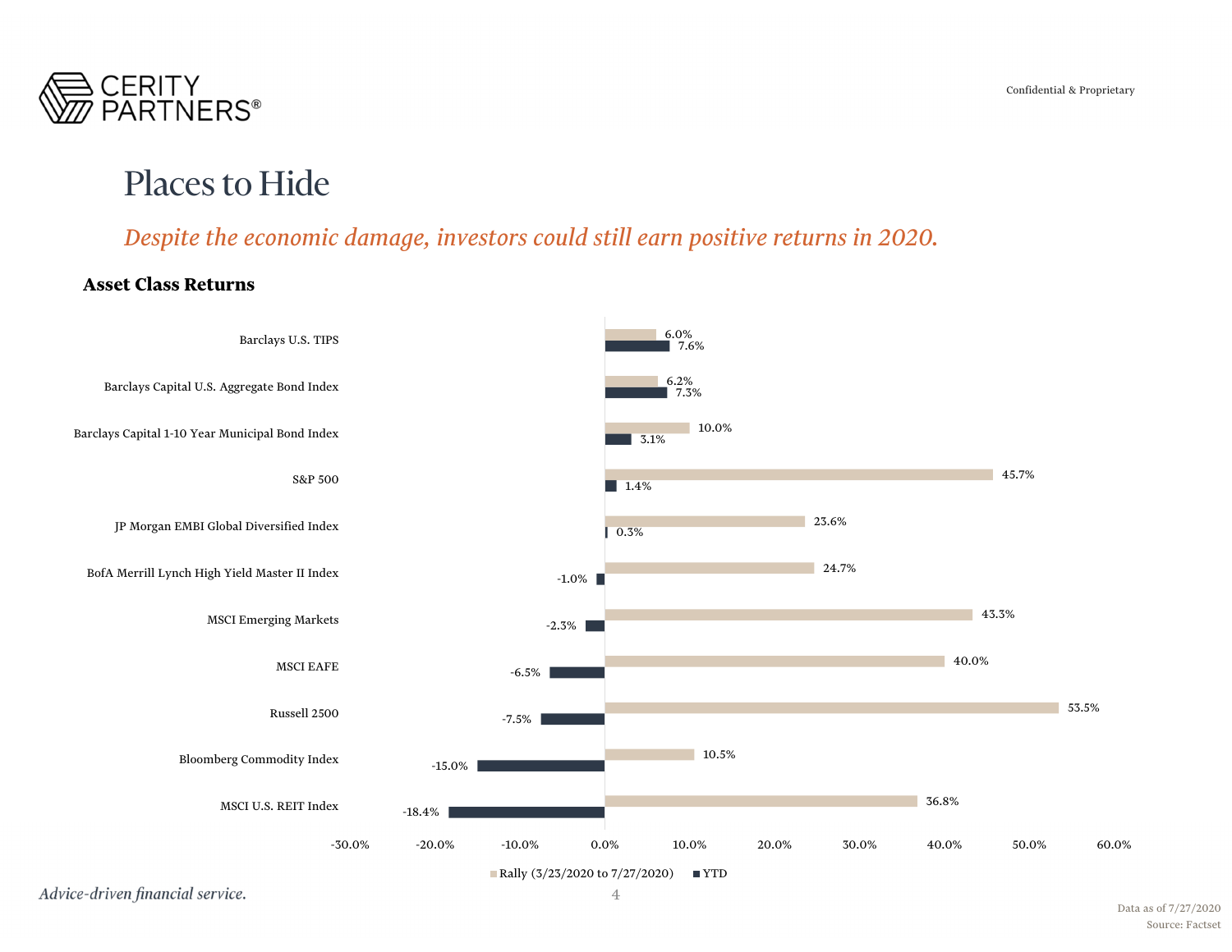# Places to Hide

*Despite the economic damage, investors could still earn positive returns in 2020.*

**Asset Class Returns**

| Asset Class | Rally (3/23/2020 to 7/27/2020) | YTD |
| --- | --- | --- |
| Barclays U.S. TIPS | 6.0% | 7.6% |
| Barclays Capital U.S. Aggregate Bond Index | 6.2% | 7.3% |
| Barclays Capital 1-10 Year Municipal Bond Index | 10.0% | 3.1% |
| S&P 500 | 45.7% | 1.4% |
| JP Morgan EMBI Global Diversified Index | 23.6% | 0.3% |
| BofA Merrill Lynch High Yield Master II Index | 24.7% | -1.0% |
| MSCI Emerging Markets | 43.3% | -2.3% |
| MSCI EAFE | 40.0% | -6.5% |
| Russell 2500 | 53.5% | -7.5% |
| Bloomberg Commodity Index | 10.5% | -15.0% |
| MSCI U.S. REIT Index | 36.8% | -18.4% |

*Advice-driven financial service.*

Data as of 7/27/2020

Source: Factset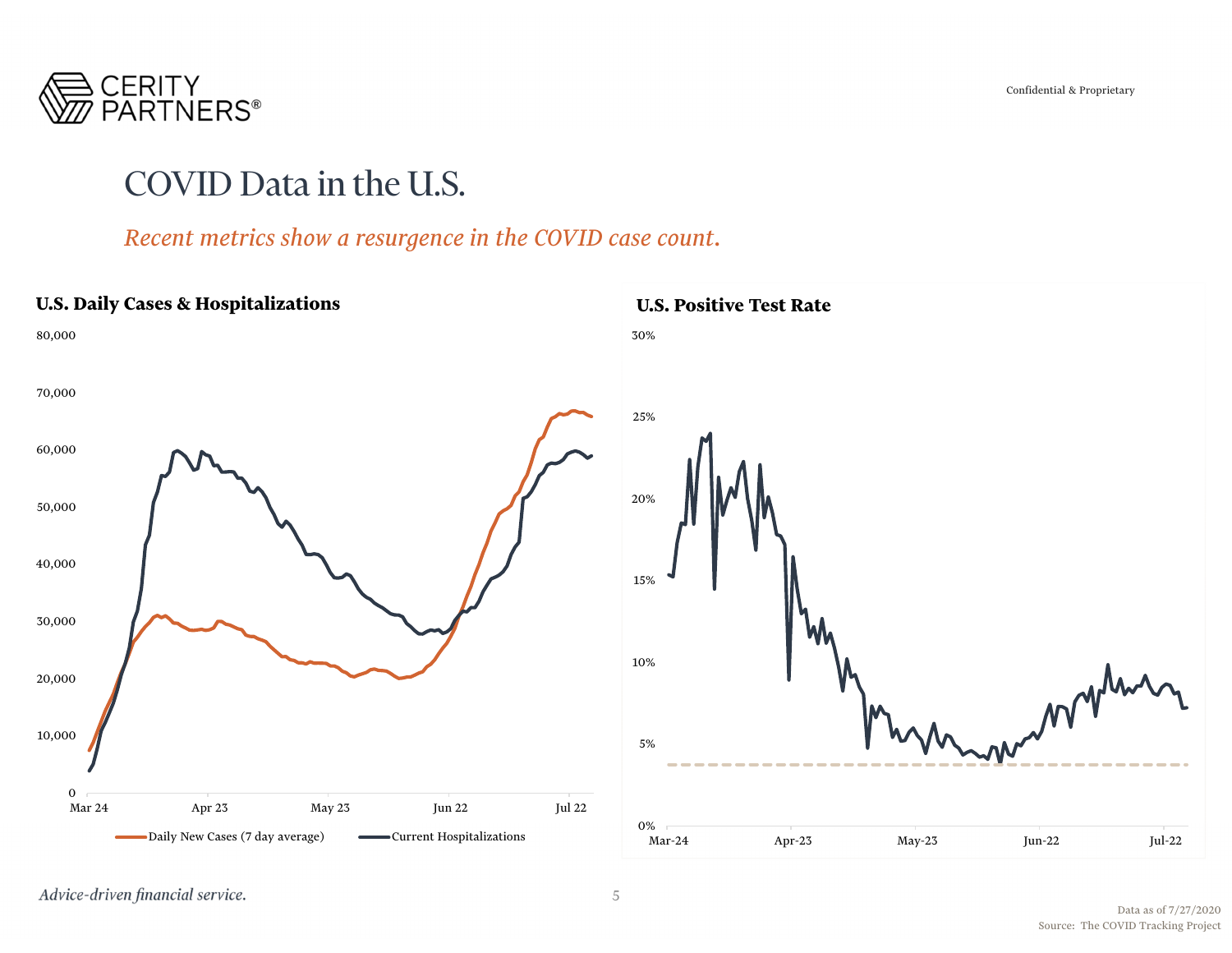Confidential & Proprietary

# COVID Data in the U.S.

*Recent metrics show a resurgence in the COVID case count.*

### U.S. Daily Cases & Hospitalizations

80,000
70,000
60,000
50,000
40,000
30,000
20,000
10,000
0

Mar 24 | Apr 23 | May 23 | Jun 22 | Jul 22

Daily New Cases (7 day average) — Current Hospitalizations

### U.S. Positive Test Rate

30%
25%
20%
15%
10%
5%
0%

Mar-24 | Apr-23 | May-23 | Jun-22 | Jul-22

*Advice-driven financial service.*

Data as of 7/27/2020
Source: The COVID Tracking Project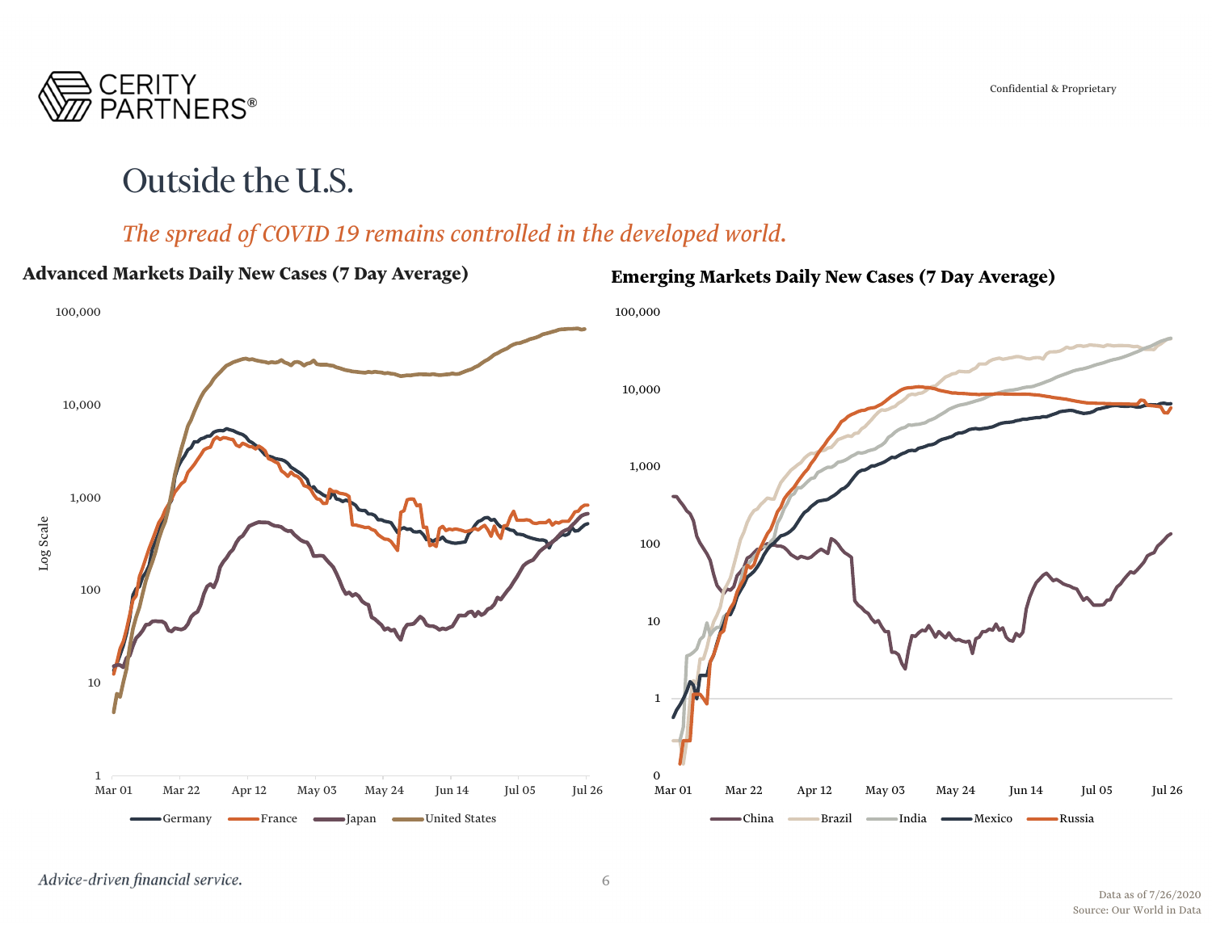# Outside the U.S.

*The spread of COVID 19 remains controlled in the developed world.*

**Advanced Markets Daily New Cases (7 Day Average)**

**Emerging Markets Daily New Cases (7 Day Average)**

Advice-driven financial service.

Data as of 7/26/2020
Source: Our World in Data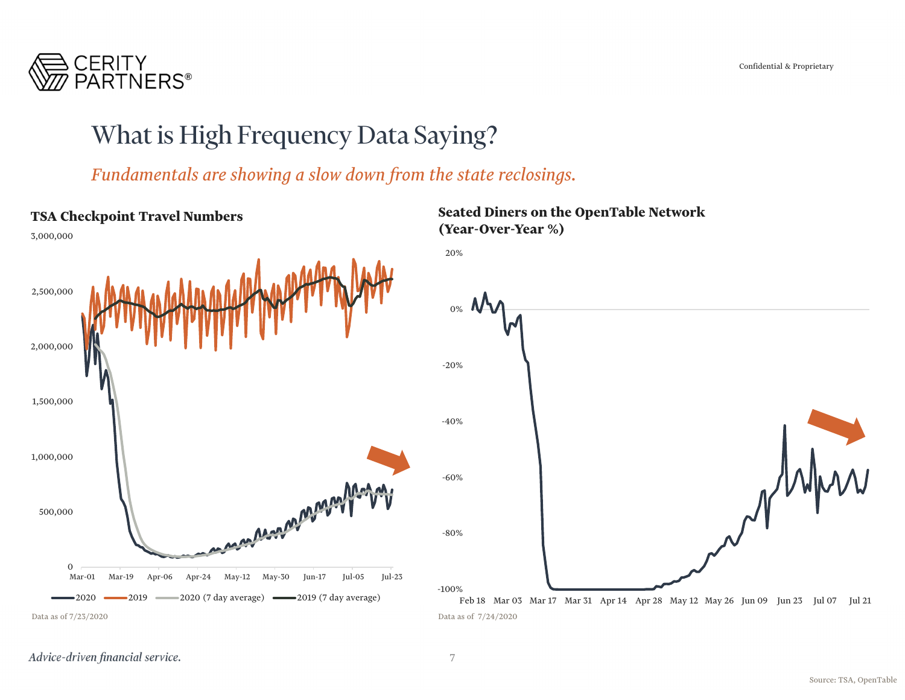# What is High Frequency Data Saying?

*Fundamentals are showing a slow down from the state reclosings.*

**TSA Checkpoint Travel Numbers**

3,000,000
2,500,000
2,000,000
1,500,000
1,000,000
500,000
0

Mar-01 Mar-19 Apr-06 Apr-24 May-12 May-30 Jun-17 Jul-05 Jul-23

2020 | 2019 | 2020 (7 day average) | 2019 (7 day average)

Data as of 7/23/2020

**Seated Diners on the OpenTable Network (Year-Over-Year %)**

20%
0%
-20%
-40%
-60%
-80%
-100%

Feb 18 Mar 03 Mar 17 Mar 31 Apr 14 Apr 28 May 12 May 26 Jun 09 Jun 23 Jul 07 Jul 21

Data as of 7/24/2020

Source: TSA, OpenTable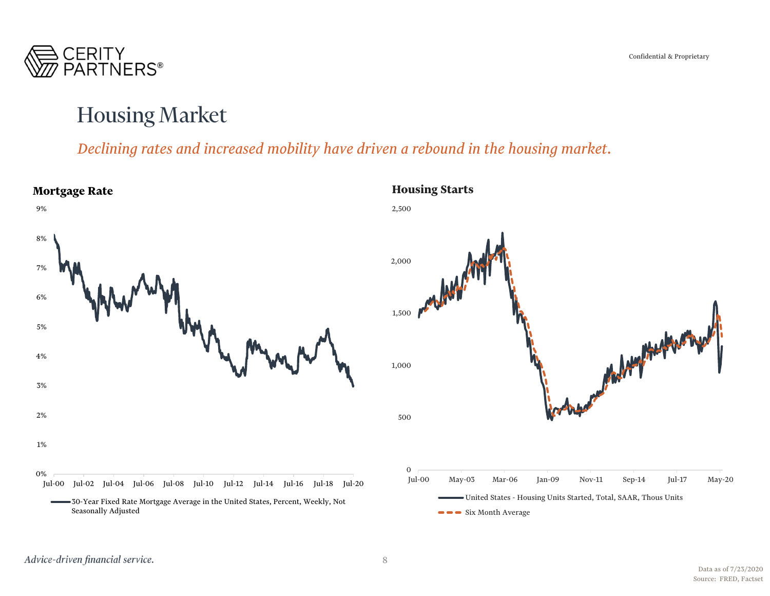# Housing Market

*Declining rates and increased mobility have driven a rebound in the housing market.*

**Mortgage Rate**

30-Year Fixed Rate Mortgage Average in the United States, Percent, Weekly, Not Seasonally Adjusted

**Housing Starts**

United States - Housing Units Started, Total, SAAR, Thous Units

Six Month Average

*Advice-driven financial service.*

Data as of 7/23/2020
Source: FRED, Factset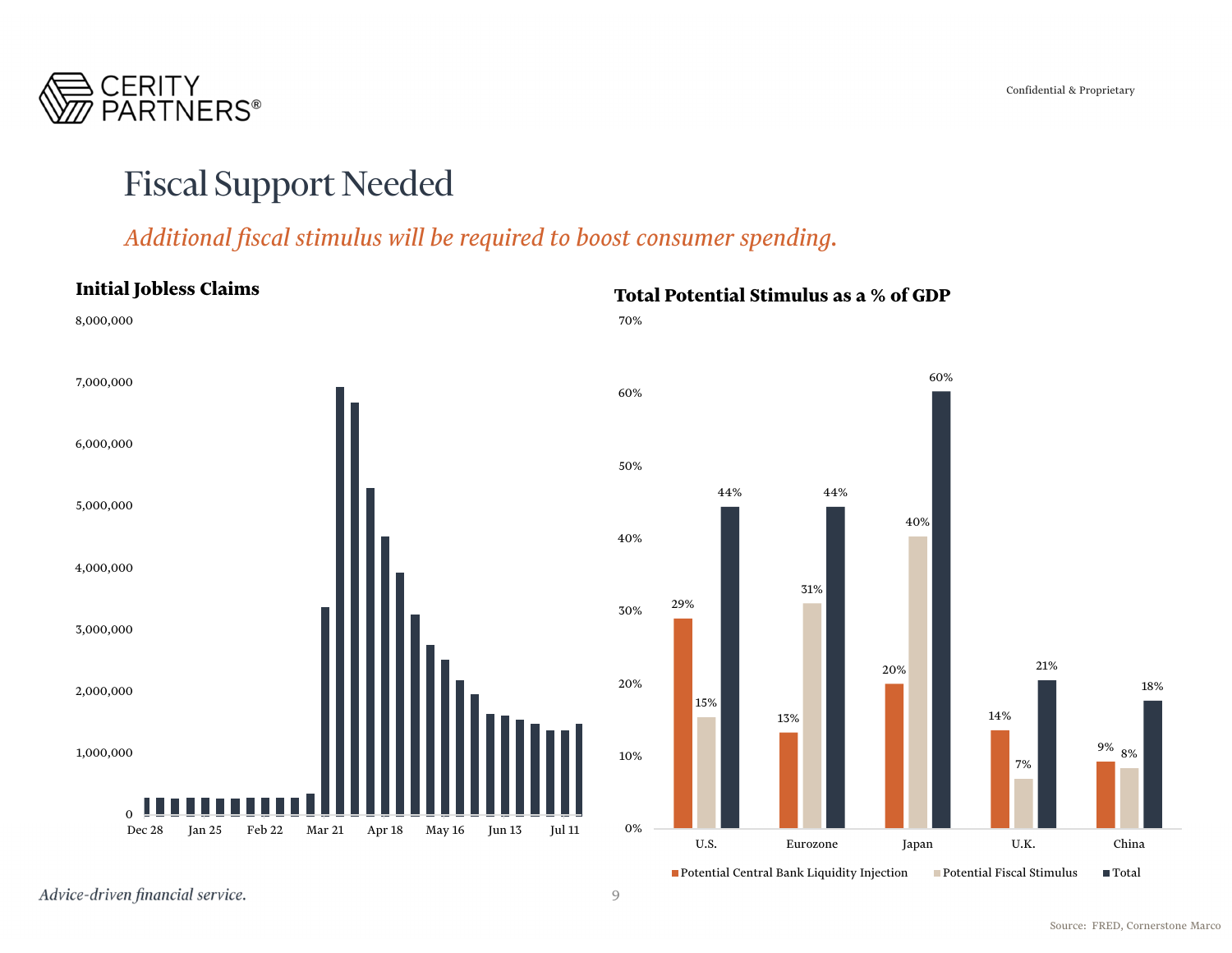# Fiscal Support Needed

*Additional fiscal stimulus will be required to boost consumer spending.*

### Initial Jobless Claims

### Total Potential Stimulus as a % of GDP

| | Potential Central Bank Liquidity Injection | Potential Fiscal Stimulus | Total |
|---|---|---|---|
| U.S. | 29% | 15% | 44% |
| Eurozone | 13% | 31% | 44% |
| Japan | 20% | 40% | 60% |
| U.K. | 14% | 7% | 21% |
| China | 9% | 8% | 18% |

*Advice-driven financial service.*

Source: FRED, Cornerstone Marco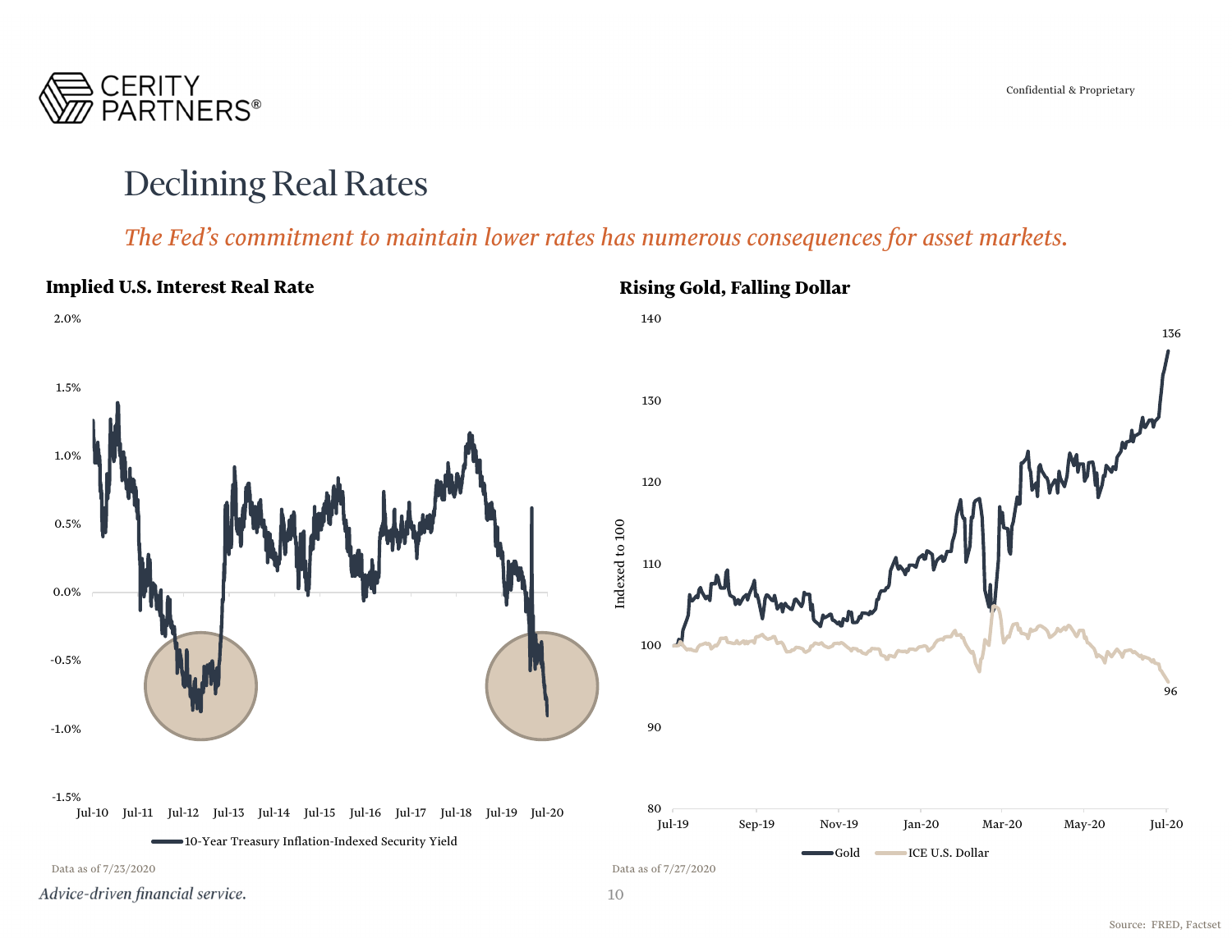# Declining Real Rates

*The Fed's commitment to maintain lower rates has numerous consequences for asset markets.*

**Implied U.S. Interest Real Rate**

10-Year Treasury Inflation-Indexed Security Yield

Data as of 7/23/2020

**Rising Gold, Falling Dollar**

Gold — ICE U.S. Dollar

Data as of 7/27/2020

*Advice-driven financial service.*

Source: FRED, Factset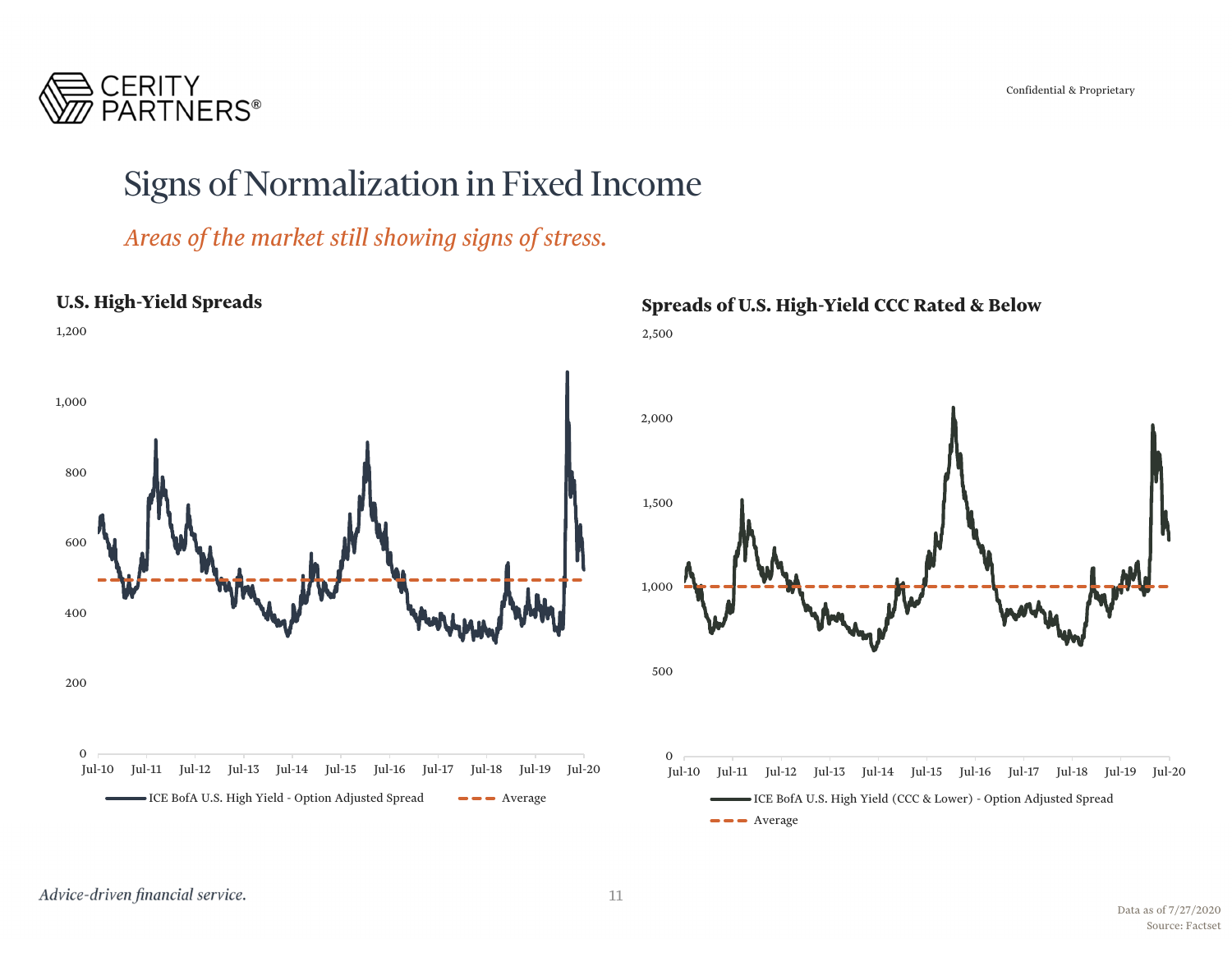# Signs of Normalization in Fixed Income

*Areas of the market still showing signs of stress.*

**U.S. High-Yield Spreads**

1,200
1,000
800
600
400
200
0

Jul-10 Jul-11 Jul-12 Jul-13 Jul-14 Jul-15 Jul-16 Jul-17 Jul-18 Jul-19 Jul-20

ICE BofA U.S. High Yield - Option Adjusted Spread — Average

**Spreads of U.S. High-Yield CCC Rated & Below**

2,500
2,000
1,500
1,000
500
0

Jul-10 Jul-11 Jul-12 Jul-13 Jul-14 Jul-15 Jul-16 Jul-17 Jul-18 Jul-19 Jul-20

ICE BofA U.S. High Yield (CCC & Lower) - Option Adjusted Spread — Average

*Advice-driven financial service.*

Data as of 7/27/2020
Source: Factset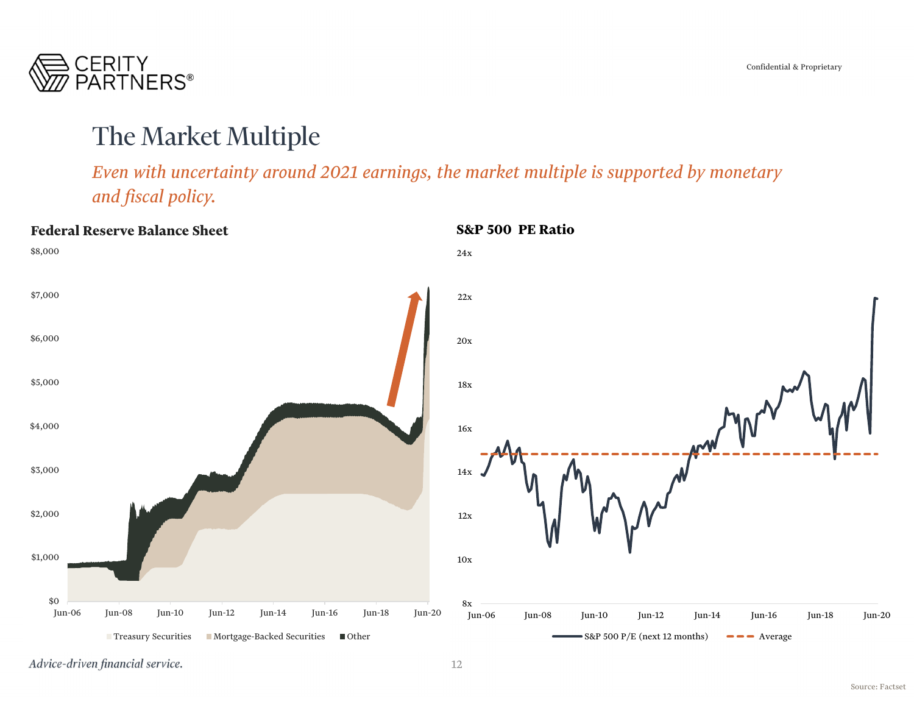# The Market Multiple

*Even with uncertainty around 2021 earnings, the market multiple is supported by monetary and fiscal policy.*

**Federal Reserve Balance Sheet**

**S&P 500 PE Ratio**

*Advice-driven financial service.*

Source: Factset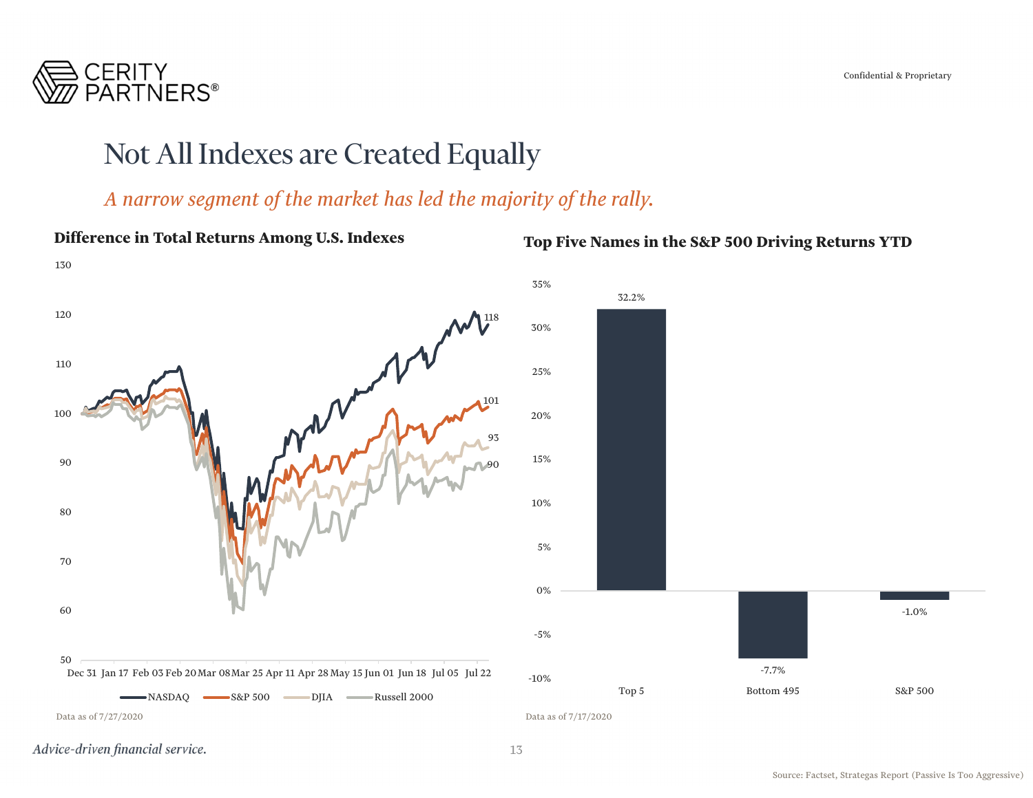# Not All Indexes are Created Equally

*A narrow segment of the market has led the majority of the rally.*

**Difference in Total Returns Among U.S. Indexes**

130
120
110
100
90
80
70
60
50

Dec 31 Jan 17 Feb 03 Feb 20 Mar 08 Mar 25 Apr 11 Apr 28 May 15 Jun 01 Jun 18 Jul 05 Jul 22

118
101
93
90

NASDAQ S&P 500 DJIA Russell 2000

Data as of 7/27/2020

**Top Five Names in the S&P 500 Driving Returns YTD**

| | Top 5 | Bottom 495 | S&P 500 |
|---|---|---|---|
| YTD Return | 32.2% | -7.7% | -1.0% |

Data as of 7/17/2020

*Advice-driven financial service.*

Source: Factset, Strategas Report (Passive Is Too Aggressive)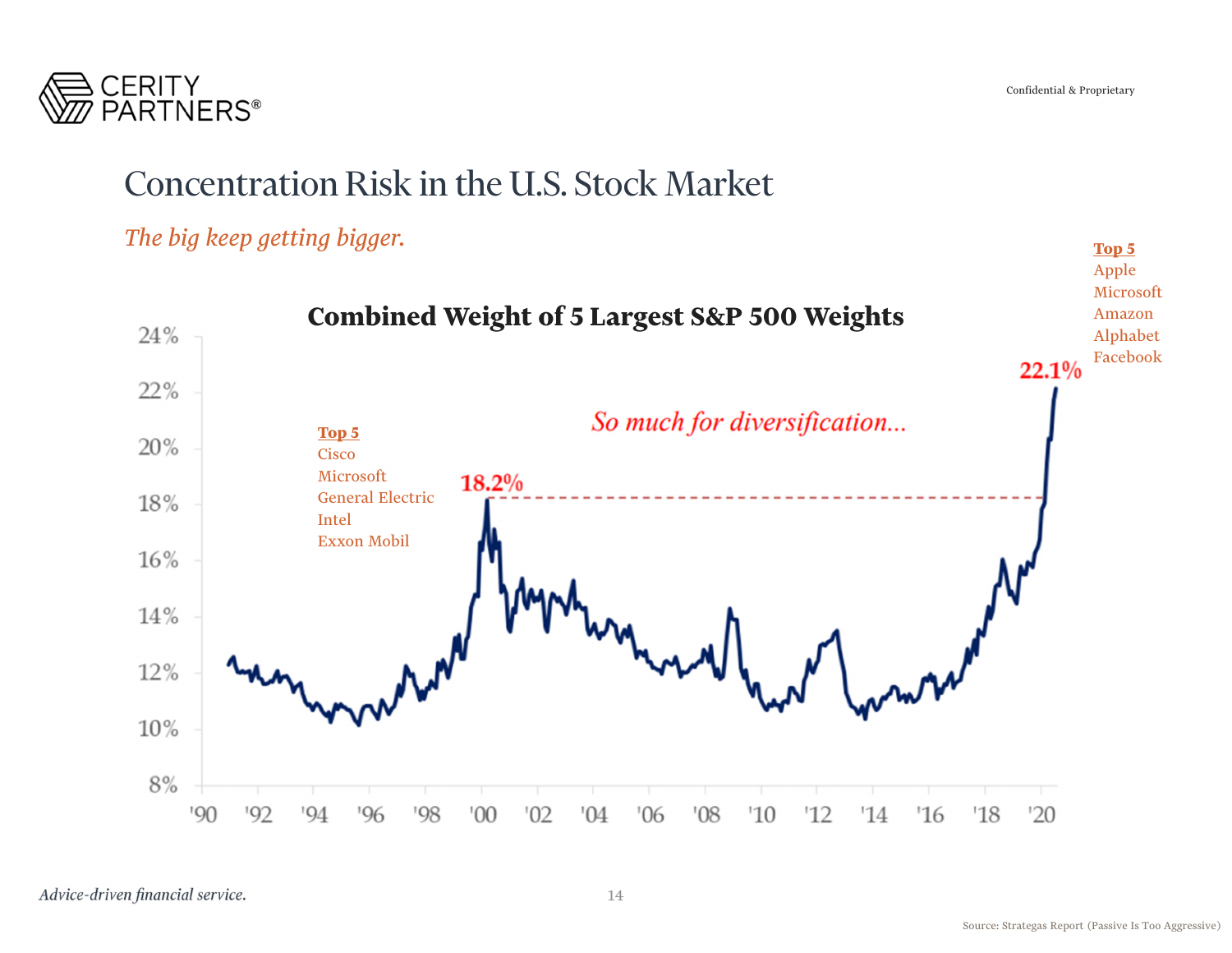# Concentration Risk in the U.S. Stock Market

*The big keep getting bigger.*

**Combined Weight of 5 Largest S&P 500 Weights**

**Top 5**
Cisco
Microsoft
General Electric
Intel
Exxon Mobil

18.2%

*So much for diversification...*

22.1%

**Top 5**
Apple
Microsoft
Amazon
Alphabet
Facebook

Source: Strategas Report (Passive Is Too Aggressive)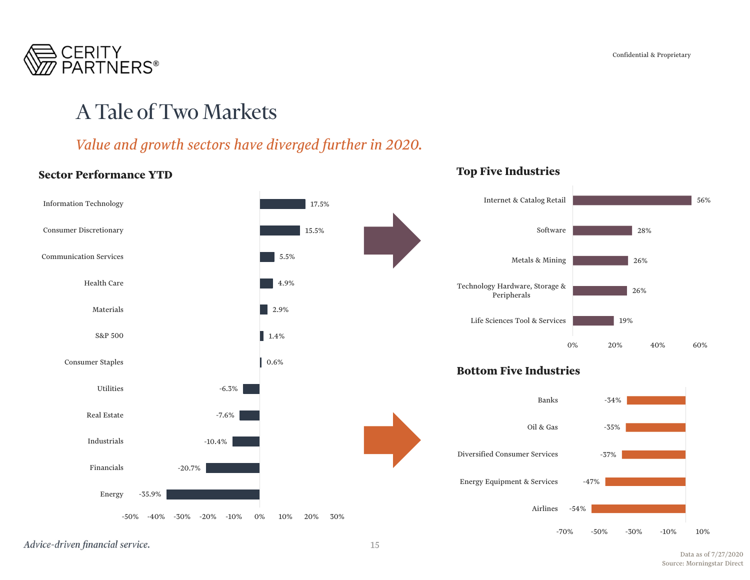# A Tale of Two Markets

*Value and growth sectors have diverged further in 2020.*

### Sector Performance YTD

| Sector | Performance |
|---|---|
| Information Technology | 17.5% |
| Consumer Discretionary | 15.5% |
| Communication Services | 5.5% |
| Health Care | 4.9% |
| Materials | 2.9% |
| S&P 500 | 1.4% |
| Consumer Staples | 0.6% |
| Utilities | -6.3% |
| Real Estate | -7.6% |
| Industrials | -10.4% |
| Financials | -20.7% |
| Energy | -35.9% |

### Top Five Industries

| Industry | Performance |
|---|---|
| Internet & Catalog Retail | 56% |
| Software | 28% |
| Metals & Mining | 26% |
| Technology Hardware, Storage & Peripherals | 26% |
| Life Sciences Tool & Services | 19% |

### Bottom Five Industries

| Industry | Performance |
|---|---|
| Banks | -34% |
| Oil & Gas | -35% |
| Diversified Consumer Services | -37% |
| Energy Equipment & Services | -47% |
| Airlines | -54% |

*Advice-driven financial service.*

Data as of 7/27/2020
Source: Morningstar Direct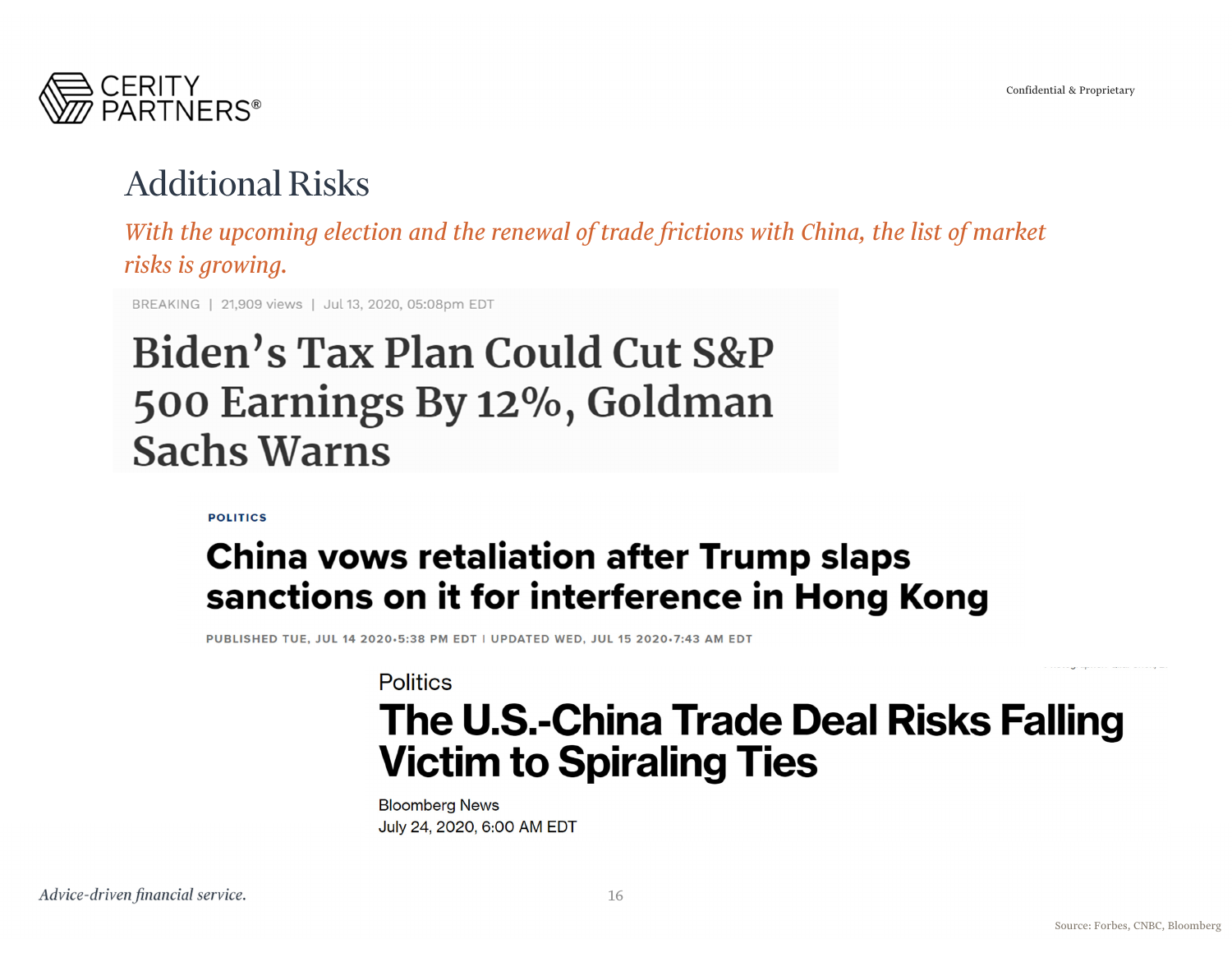# Additional Risks

*With the upcoming election and the renewal of trade frictions with China, the list of market risks is growing.*

BREAKING | 21,909 views | Jul 13, 2020, 05:08pm EDT

## Biden's Tax Plan Could Cut S&P 500 Earnings By 12%, Goldman Sachs Warns

POLITICS

## China vows retaliation after Trump slaps sanctions on it for interference in Hong Kong

PUBLISHED TUE, JUL 14 2020•5:38 PM EDT | UPDATED WED, JUL 15 2020•7:43 AM EDT

Politics

## The U.S.-China Trade Deal Risks Falling Victim to Spiraling Ties

Bloomberg News
July 24, 2020, 6:00 AM EDT

Source: Forbes, CNBC, Bloomberg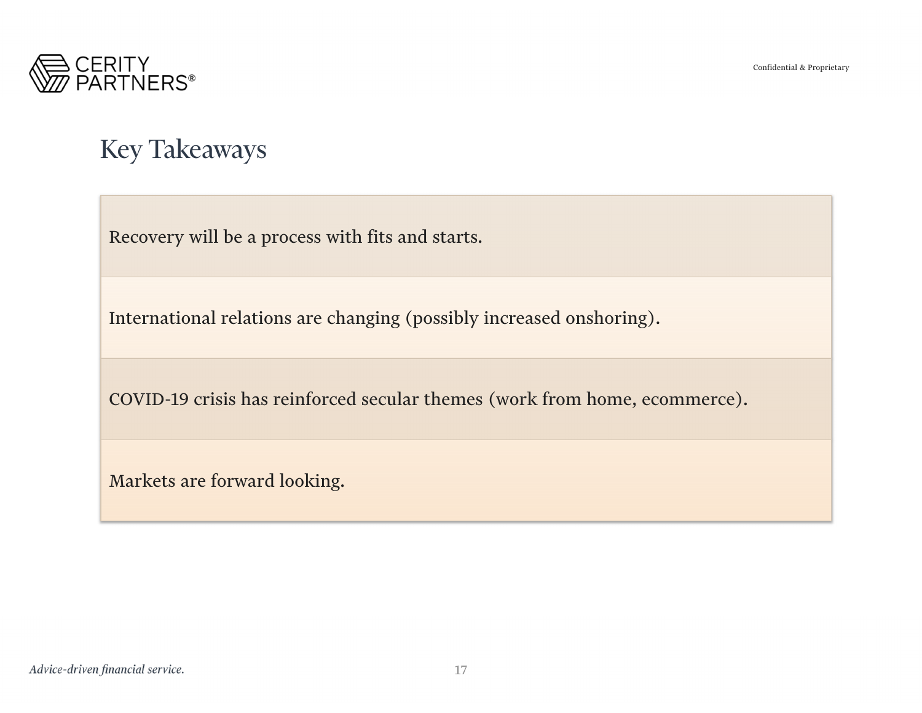# Key Takeaways

- Recovery will be a process with fits and starts.
- International relations are changing (possibly increased onshoring).
- COVID-19 crisis has reinforced secular themes (work from home, ecommerce).
- Markets are forward looking.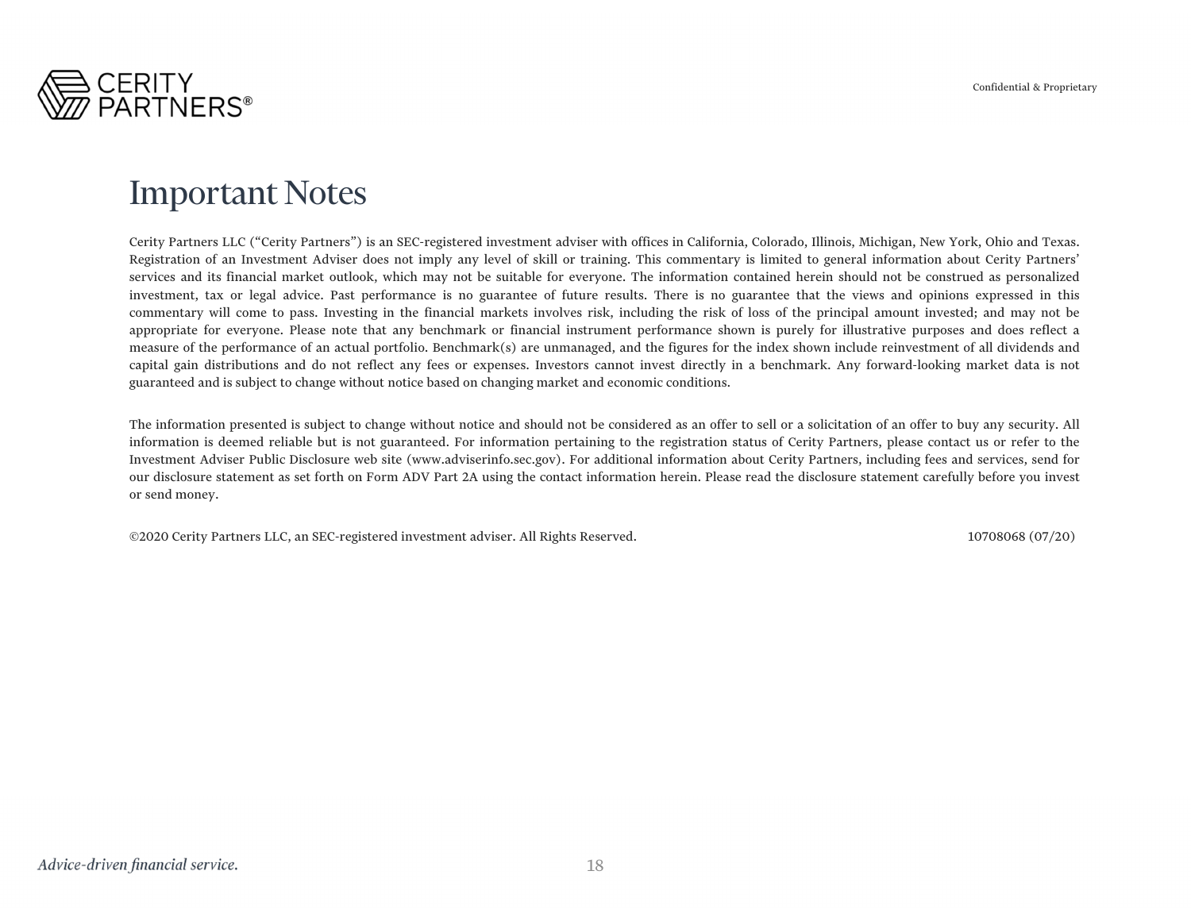# Important Notes

Cerity Partners LLC ("Cerity Partners") is an SEC-registered investment adviser with offices in California, Colorado, Illinois, Michigan, New York, Ohio and Texas. Registration of an Investment Adviser does not imply any level of skill or training. This commentary is limited to general information about Cerity Partners' services and its financial market outlook, which may not be suitable for everyone. The information contained herein should not be construed as personalized investment, tax or legal advice. Past performance is no guarantee of future results. There is no guarantee that the views and opinions expressed in this commentary will come to pass. Investing in the financial markets involves risk, including the risk of loss of the principal amount invested; and may not be appropriate for everyone. Please note that any benchmark or financial instrument performance shown is purely for illustrative purposes and does reflect a measure of the performance of an actual portfolio. Benchmark(s) are unmanaged, and the figures for the index shown include reinvestment of all dividends and capital gain distributions and do not reflect any fees or expenses. Investors cannot invest directly in a benchmark. Any forward-looking market data is not guaranteed and is subject to change without notice based on changing market and economic conditions.

The information presented is subject to change without notice and should not be considered as an offer to sell or a solicitation of an offer to buy any security. All information is deemed reliable but is not guaranteed. For information pertaining to the registration status of Cerity Partners, please contact us or refer to the Investment Adviser Public Disclosure web site (www.adviserinfo.sec.gov). For additional information about Cerity Partners, including fees and services, send for our disclosure statement as set forth on Form ADV Part 2A using the contact information herein. Please read the disclosure statement carefully before you invest or send money.

©2020 Cerity Partners LLC, an SEC-registered investment adviser. All Rights Reserved. 10708068 (07/20)